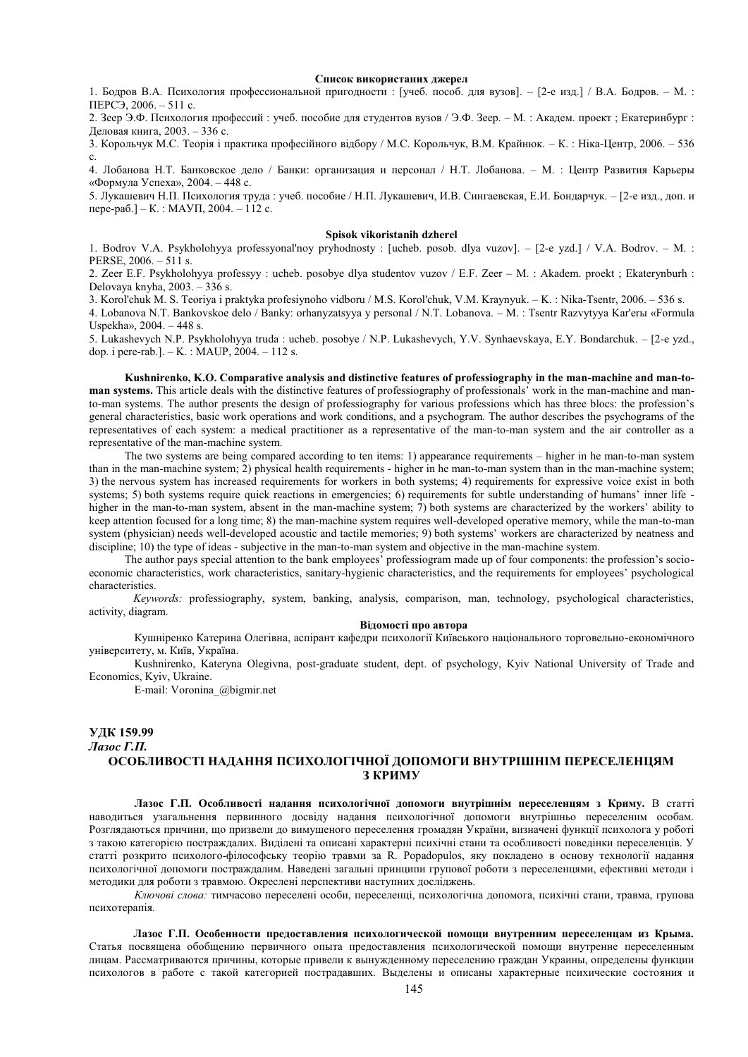**Список використаних джерел**

1. Бодров В.А. Психология профессиональной пригодности : [учеб. пособ. для вузов]. – [2-е изд.] / В.А. Бодров. – М. : ПЕРСЭ, 2006. – 511 с.
2. Зеер Э.Ф. Психология профессий : учеб. пособие для студентов вузов / Э.Ф. Зеер. – М. : Академ. проект ; Екатеринбург : Деловая книга, 2003. – 336 с.
3. Корольчук М.С. Теорія і практика професійного відбору / М.С. Корольчук, В.М. Крайнюк. – К. : Ніка-Центр, 2006. – 536 с.
4. Лобанова Н.Т. Банковское дело / Банки: организация и персонал / Н.Т. Лобанова. – М. : Центр Развития Карьеры «Формула Успеха», 2004. – 448 с.
5. Лукашевич Н.П. Психология труда : учеб. пособие / Н.П. Лукашевич, И.В. Сингаевская, Е.И. Бондарчук. – [2-е изд., доп. и пере-раб.] – К. : МАУП, 2004. – 112 с.

**Spisok vikoristanih dzherel**

1. Bodrov V.A. Psykholohyya professyonal'noy pryhodnosty : [ucheb. posob. dlya vuzov]. – [2-e yzd.] / V.A. Bodrov. – M. : PERSE, 2006. – 511 s.
2. Zeer E.F. Psykholohyya professyy : ucheb. posobye dlya studentov vuzov / E.F. Zeer – M. : Akadem. proekt ; Ekaterynburh : Delovaya knyha, 2003. – 336 s.
3. Korol'chuk M. S. Teoriya i praktyka profesiynoho vidboru / M.S. Korol'chuk, V.M. Kraynyuk. – K. : Nika-Tsentr, 2006. – 536 s.
4. Lobanova N.T. Bankovskoe delo / Banky: orhanyzatsyya y personal / N.T. Lobanova. – M. : Tsentr Razvytyya Kar'ery «Formula Uspekha», 2004. – 448 s.
5. Lukashevych N.P. Psykholohyya truda : ucheb. posobye / N.P. Lukashevych, Y.V. Synhaevskaya, E.Y. Bondarchuk. – [2-e yzd., dop. i pere-rab.]. – K. : MAUP, 2004. – 112 s.

**Kushnirenko, K.O. Comparative analysis and distinctive features of professiography in the man-machine and man-to-man systems.** This article deals with the distinctive features of professiography of professionals' work in the man-machine and man-to-man systems. The author presents the design of professiography for various professions which has three blocs: the profession's general characteristics, basic work operations and work conditions, and a psychogram. The author describes the psychograms of the representatives of each system: a medical practitioner as a representative of the man-to-man system and the air controller as a representative of the man-machine system.

The two systems are being compared according to ten items: 1) appearance requirements – higher in he man-to-man system than in the man-machine system; 2) physical health requirements - higher in he man-to-man system than in the man-machine system; 3) the nervous system has increased requirements for workers in both systems; 4) requirements for expressive voice exist in both systems; 5) both systems require quick reactions in emergencies; 6) requirements for subtle understanding of humans' inner life - higher in the man-to-man system, absent in the man-machine system; 7) both systems are characterized by the workers' ability to keep attention focused for a long time; 8) the man-machine system requires well-developed operative memory, while the man-to-man system (physician) needs well-developed acoustic and tactile memories; 9) both systems' workers are characterized by neatness and discipline; 10) the type of ideas - subjective in the man-to-man system and objective in the man-machine system.

The author pays special attention to the bank employees' professiogram made up of four components: the profession's socio-economic characteristics, work characteristics, sanitary-hygienic characteristics, and the requirements for employees' psychological characteristics.

*Keywords:* professiography, system, banking, analysis, comparison, man, technology, psychological characteristics, activity, diagram.

**Відомості про автора**

Кушніренко Катерина Олегівна, аспірант кафедри психології Київського національного торговельно-економічного університету, м. Київ, Україна.

Kushnirenko, Kateryna Olegivna, post-graduate student, dept. of psychology, Kyiv National University of Trade and Economics, Kyiv, Ukraine.

E-mail: Voronina_@bigmir.net

**УДК 159.99**

***Лазос Г.П.***

## ОСОБЛИВОСТІ НАДАННЯ ПСИХОЛОГІЧНОЇ ДОПОМОГИ ВНУТРІШНІМ ПЕРЕСЕЛЕНЦЯМ З КРИМУ

**Лазос Г.П. Особливості надання психологічної допомоги внутрішнім переселенцям з Криму.** В статті наводиться узагальнення первинного досвіду надання психологічної допомоги внутрішньо переселеним особам. Розглядаються причини, що призвели до вимушеного переселення громадян України, визначені функції психолога у роботі з такою категорією постраждалих. Виділені та описані характерні психічні стани та особливості поведінки переселенців. У статті розкрито психолого-філософську теорію травми за R. Popadopulos, яку покладено в основу технології надання психологічної допомоги постраждалим. Наведені загальні принципи групової роботи з переселенцями, ефективні методи і методики для роботи з травмою. Окреслені перспективи наступних досліджень.

*Ключові слова:* тимчасово переселені особи, переселенці, психологічна допомога, психічні стани, травма, групова психотерапія.

**Лазос Г.П. Особенности предоставления психологической помощи внутренним переселенцам из Крыма.** Статья посвящена обобщению первичного опыта предоставления психологической помощи внутренне переселенным лицам. Рассматриваются причины, которые привели к вынужденному переселению граждан Украины, определены функции психологов в работе с такой категорией пострадавших. Выделены и описаны характерные психические состояния и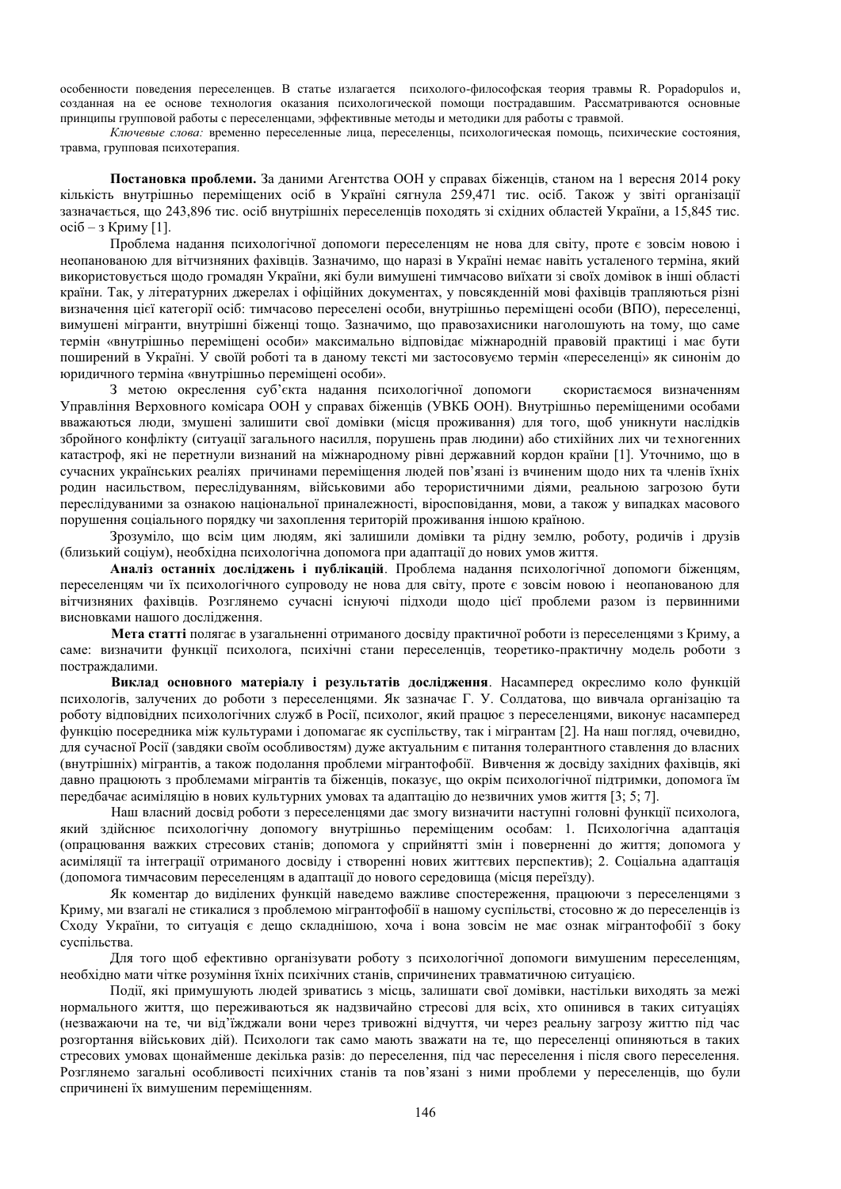особенности поведения переселенцев. В статье излагается психолого-философская теория травмы R. Popadopulos и, созданная на ее основе технология оказания психологической помощи пострадавшим. Рассматриваются основные принципы групповой работы с переселенцами, эффективные методы и методики для работы с травмой.

*Ключевые слова:* временно переселенные лица, переселенцы, психологическая помощь, психические состояния, травма, групповая психотерапия.

**Постановка проблеми.** За даними Агентства ООН у справах біженців, станом на 1 вересня 2014 року кількість внутрішньо переміщених осіб в Україні сягнула 259,471 тис. осіб. Також у звіті організації зазначається, що 243,896 тис. осіб внутрішніх переселенців походять зі східних областей України, а 15,845 тис. осіб – з Криму [1].

Проблема надання психологічної допомоги переселенцям не нова для світу, проте є зовсім новою і неопанованою для вітчизняних фахівців. Зазначимо, що наразі в Україні немає навіть усталеного терміна, який використовується щодо громадян України, які були вимушені тимчасово виїхати зі своїх домівок в інші області країни. Так, у літературних джерелах і офіційних документах, у повсякденній мові фахівців трапляються різні визначення цієї категорії осіб: тимчасово переселені особи, внутрішньо переміщені особи (ВПО), переселенці, вимушені мігранти, внутрішні біженці тощо. Зазначимо, що правозахисники наголошують на тому, що саме термін «внутрішньо переміщені особи» максимально відповідає міжнародній правовій практиці і має бути поширений в Україні. У своїй роботі та в даному тексті ми застосовуємо термін «переселенці» як синонім до юридичного терміна «внутрішньо переміщені особи».

З метою окреслення суб'єкта надання психологічної допомоги скористаємося визначенням Управління Верховного комісара ООН у справах біженців (УВКБ ООН). Внутрішньо переміщеними особами вважаються люди, змушені залишити свої домівки (місця проживання) для того, щоб уникнути наслідків збройного конфлікту (ситуації загального насилля, порушень прав людини) або стихійних лих чи техногенних катастроф, які не перетнули визнаний на міжнародному рівні державний кордон країни [1]. Уточнимо, що в сучасних українських реаліях причинами переміщення людей пов'язані із вчиненим щодо них та членів їхніх родин насильством, переслідуванням, військовими або терористичними діями, реальною загрозою бути переслідуваними за ознакою національної приналежності, віросповідання, мови, а також у випадках масового порушення соціального порядку чи захоплення територій проживання іншою країною.

Зрозуміло, що всім цим людям, які залишили домівки та рідну землю, роботу, родичів і друзів (близький соціум), необхідна психологічна допомога при адаптації до нових умов життя.

**Аналіз останніх досліджень і публікацій**. Проблема надання психологічної допомоги біженцям, переселенцям чи їх психологічного супроводу не нова для світу, проте є зовсім новою і неопанованою для вітчизняних фахівців. Розглянемо сучасні існуючі підходи щодо цієї проблеми разом із первинними висновками нашого дослідження.

**Мета статті** полягає в узагальненні отриманого досвіду практичної роботи із переселенцями з Криму, а саме: визначити функції психолога, психічні стани переселенців, теоретико-практичну модель роботи з постраждалими.

**Виклад основного матеріалу і результатів дослідження**. Насамперед окреслимо коло функцій психологів, залучених до роботи з переселенцями. Як зазначає Г. У. Солдатова, що вивчала організацію та роботу відповідних психологічних служб в Росії, психолог, який працює з переселенцями, виконує насамперед функцію посередника між культурами і допомагає як суспільству, так і мігрантам [2]. На наш погляд, очевидно, для сучасної Росії (завдяки своїм особливостям) дуже актуальним є питання толерантного ставлення до власних (внутрішніх) мігрантів, а також подолання проблеми мігрантофобії. Вивчення ж досвіду західних фахівців, які давно працюють з проблемами мігрантів та біженців, показує, що окрім психологічної підтримки, допомога їм передбачає асиміляцію в нових культурних умовах та адаптацію до незвичних умов життя [3; 5; 7].

Наш власний досвід роботи з переселенцями дає змогу визначити наступні головні функції психолога, який здійснює психологічну допомогу внутрішньо переміщеним особам: 1. Психологічна адаптація (опрацювання важких стресових станів; допомога у сприйнятті змін і поверненні до життя; допомога у асиміляції та інтеграції отриманого досвіду і створенні нових життєвих перспектив); 2. Соціальна адаптація (допомога тимчасовим переселенцям в адаптації до нового середовища (місця переїзду).

Як коментар до виділених функцій наведемо важливе спостереження, працюючи з переселенцями з Криму, ми взагалі не стикалися з проблемою мігрантофобії в нашому суспільстві, стосовно ж до переселенців із Сходу України, то ситуація є дещо складнішою, хоча і вона зовсім не має ознак мігрантофобії з боку суспільства.

Для того щоб ефективно організувати роботу з психологічної допомоги вимушеним переселенцям, необхідно мати чітке розуміння їхніх психічних станів, спричинених травматичною ситуацією.

Події, які примушують людей зриватись з місць, залишати свої домівки, настільки виходять за межі нормального життя, що переживаються як надзвичайно стресові для всіх, хто опинився в таких ситуаціях (незважаючи на те, чи від'їжджали вони через тривожні відчуття, чи через реальну загрозу життю під час розгортання військових дій). Психологи так само мають зважати на те, що переселенці опиняються в таких стресових умовах щонайменше декілька разів: до переселення, під час переселення і після свого переселення. Розглянемо загальні особливості психічних станів та пов'язані з ними проблеми у переселенців, що були спричинені їх вимушеним переміщенням.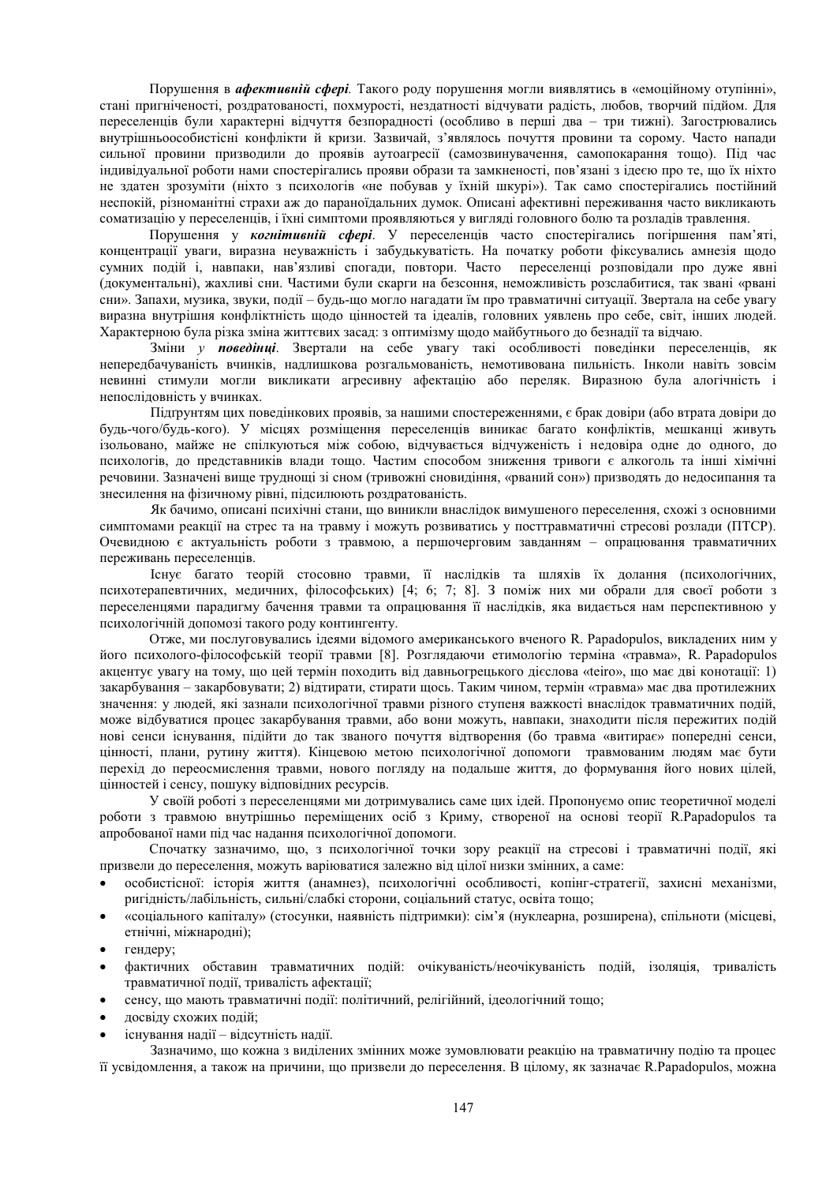Порушення в ***афективній сфері.*** Такого роду порушення могли виявлятись в «емоційному отупінні», стані пригніченості, роздратованості, похмурості, нездатності відчувати радість, любов, творчий підйом. Для переселенців були характерні відчуття безпорадності (особливо в перші два – три тижні). Загострювались внутрішньоособистісні конфлікти й кризи. Зазвичай, з'являлось почуття провини та сорому. Часто напади сильної провини призводили до проявів аутоагресії (самозвинувачення, самопокарання тощо). Під час індивідуальної роботи нами спостерігались прояви образи та замкненості, пов'язані з ідеєю про те, що їх ніхто не здатен зрозуміти (ніхто з психологів «не побував у їхній шкурі»). Так само спостерігались постійний неспокій, різноманітні страхи аж до параноїдальних думок. Описані афективні переживання часто викликають соматизацію у переселенців, і їхні симптоми проявляються у вигляді головного болю та розладів травлення.

Порушення у ***когнітивній сфері***. У переселенців часто спостерігались погіршення пам'яті, концентрації уваги, виразна неуважність і забудькуватість. На початку роботи фіксувались амнезія щодо сумних подій і, навпаки, нав'язливі спогади, повтори. Часто переселенці розповідали про дуже явні (документальні), жахливі сни. Частими були скарги на безсоння, неможливість розслабитися, так звані «рвані сни». Запахи, музика, звуки, події – будь-що могло нагадати їм про травматичні ситуації. Звертала на себе увагу виразна внутрішня конфліктність щодо цінностей та ідеалів, головних уявлень про себе, світ, інших людей. Характерною була різка зміна життєвих засад: з оптимізму щодо майбутнього до безнадії та відчаю.

Зміни *у* ***поведінці***. Звертали на себе увагу такі особливості поведінки переселенців, як непередбачуваність вчинків, надлишкова розгальмованість, немотивована пильність. Іноді навіть зовсім невинні стимули могли викликати агресивну афектацію або переляк. Виразною була алогічність і непослідовність у вчинках.

Підґрунтям цих поведінкових проявів, за нашими спостереженнями, є брак довіри (або втрата довіри до будь-чого/будь-кого). У місцях розміщення переселенців виникає багато конфліктів, мешканці живуть ізольовано, майже не спілкуються між собою, відчувається відчуженість і недовіра одне до одного, до психологів, до представників влади тощо. Частим способом зниження тривоги є алкоголь та інші хімічні речовини. Зазначені вище труднощі зі сном (тривожні сновидіння, «рваний сон») призводять до недосипання та знесилення на фізичному рівні, підсилюють роздратованість.

Як бачимо, описані психічні стани, що виникли внаслідок вимушеного переселення, схожі з основними симптомами реакції на стрес та на травму і можуть розвиватись у посттравматичні стресові розлади (ПТСР). Очевидною є актуальність роботи з травмою, а першочерговим завданням – опрацювання травматичних переживань переселенців.

Існує багато теорій стосовно травми, її наслідків та шляхів їх долання (психологічних, психотерапевтичних, медичних, філософських) [4; 6; 7; 8]. З поміж них ми обрали для своєї роботи з переселенцями парадигму бачення травми та опрацювання її наслідків, яка видається нам перспективною у психологічній допомозі такого роду контингенту.

Отже, ми послуговувались ідеями відомого американського вченого R. Papadopulos, викладених ним у його психолого-філософській теорії травми [8]. Розглядаючи етимологію терміна «травма», R. Papadopulos акцентує увагу на тому, що цей термін походить від давньогрецького дієслова «teiro», що має дві конотації: 1) закарбування – закарбовувати; 2) відтирати, стирати щось. Таким чином, термін «травма» має два протилежних значення: у людей, які зазнали психологічної травми різного ступеня важкості внаслідок травматичних подій, може відбуватися процес закарбування травми, або вони можуть, навпаки, знаходити після пережитих подій нові сенси існування, підійти до так званого почуття відтворення (бо травма «витирає» попередні сенси, цінності, плани, рутину життя). Кінцевою метою психологічної допомоги травмованим людям має бути перехід до переосмислення травми, нового погляду на подальше життя, до формування його нових цілей, цінностей і сенсу, пошуку відповідних ресурсів.

У своїй роботі з переселенцями ми дотримувались саме цих ідей. Пропонуємо опис теоретичної моделі роботи з травмою внутрішньо переміщених осіб з Криму, створеної на основі теорії R.Papadopulos та апробованої нами під час надання психологічної допомоги.

Спочатку зазначимо, що, з психологічної точки зору реакції на стресові і травматичні події, які призвели до переселення, можуть варіюватися залежно від цілої низки змінних, а саме:

- особистісної: історія життя (анамнез), психологічні особливості, копінг-стратегії, захисні механізми, ригідність/лабільність, сильні/слабкі сторони, соціальний статус, освіта тощо;
- «соціального капіталу» (стосунки, наявність підтримки): сім'я (нуклеарна, розширена), спільноти (місцеві, етнічні, міжнародні);
- гендеру;
- фактичних обставин травматичних подій: очікуваність/неочікуваність подій, ізоляція, тривалість травматичної події, тривалість афектації;
- сенсу, що мають травматичні події: політичний, релігійний, ідеологічний тощо;
- досвіду схожих подій;
- існування надії – відсутність надії.

Зазначимо, що кожна з виділених змінних може зумовлювати реакцію на травматичну подію та процес її усвідомлення, а також на причини, що призвели до переселення. В цілому, як зазначає R.Papadopulos, можна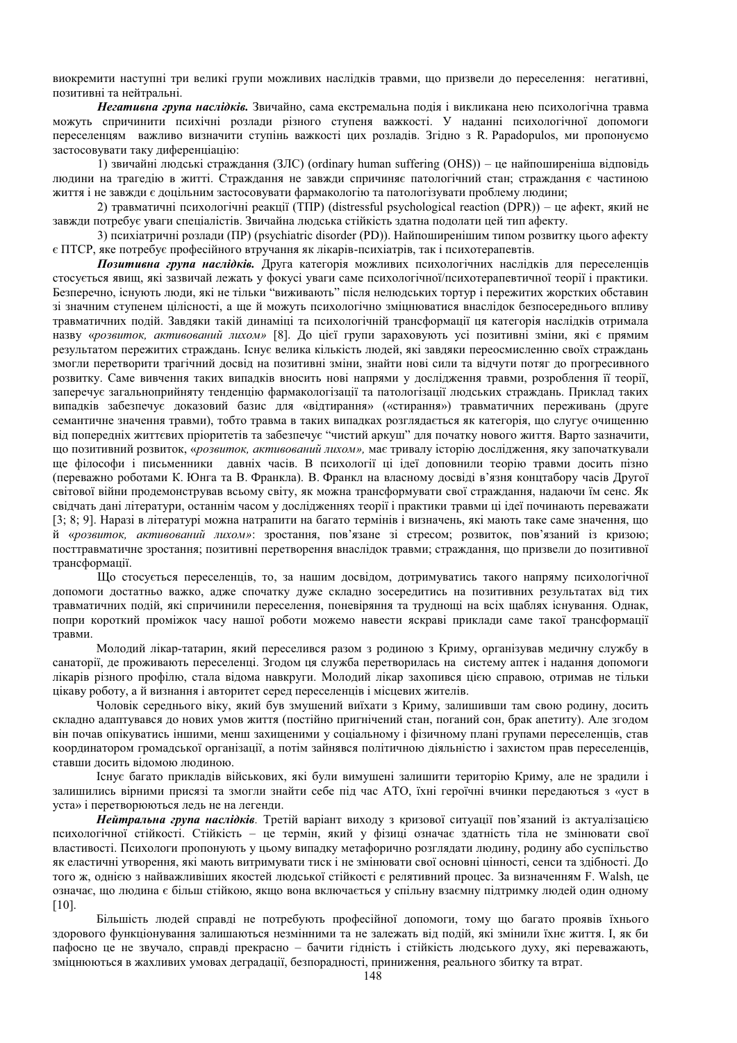виокремити наступні три великі групи можливих наслідків травми, що призвели до переселення: негативні, позитивні та нейтральні.

***Негативна група наслідків.*** Звичайно, сама екстремальна подія і викликана нею психологічна травма можуть спричинити психічні розлади різного ступеня важкості. У наданні психологічної допомоги переселенцям важливо визначити ступінь важкості цих розладів. Згідно з R. Papadopulos, ми пропонуємо застосовувати таку диференціацію:

1) звичайні людські страждання (ЗЛС) (ordinary human suffering (OHS)) – це найпоширеніша відповідь людини на трагедію в житті. Страждання не завжди спричиняє патологічний стан; страждання є частиною життя і не завжди є доцільним застосовувати фармакологію та патологізувати проблему людини;

2) травматичні психологічні реакції (ТПР) (distressful psychological reaction (DPR)) – це афект, який не завжди потребує уваги спеціалістів. Звичайна людська стійкість здатна подолати цей тип афекту.

3) психіатричні розлади (ПР) (psychiatric disorder (PD)). Найпоширенішим типом розвитку цього афекту є ПТСР, яке потребує професійного втручання як лікарів-психіатрів, так і психотерапевтів.

***Позитивна група наслідків.*** Друга категорія можливих психологічних наслідків для переселенців стосується явищ, які зазвичай лежать у фокусі уваги саме психологічної/психотерапевтичної теорії і практики. Безперечно, існують люди, які не тільки "виживають" після нелюдських тортур і пережитих жорстких обставин зі значним ступенем цілісності, а ще й можуть психологічно зміцнюватися внаслідок безпосереднього впливу травматичних подій. Завдяки такій динаміці та психологічній трансформації ця категорія наслідків отримала назву «*розвиток, активований лихом*» [8]. До цієї групи зараховують усі позитивні зміни, які є прямим результатом пережитих страждань. Існує велика кількість людей, які завдяки переосмисленню своїх страждань змогли перетворити трагічний досвід на позитивні зміни, знайти нові сили та відчути потяг до прогресивного розвитку. Саме вивчення таких випадків вносить нові напрями у дослідження травми, розроблення її теорії, заперечує загальноприйняту тенденцію фармакологізації та патологізації людських страждань. Приклад таких випадків забезпечує доказовий базис для «відтирання» («стирання») травматичних переживань (друге семантичне значення травми), тобто травма в таких випадках розглядається як категорія, що слугує очищенню від попередніх життєвих пріоритетів та забезпечує "чистий аркуш" для початку нового життя. Варто зазначити, що позитивний розвиток, «*розвиток, активований лихом»,* має тривалу історію дослідження, яку започаткували ще філософи і письменники давніх часів. В психології ці ідеї доповнили теорію травми досить пізно (переважно роботами К. Юнга та В. Франкла). В. Франкл на власному досвіді в'язня концтабору часів Другої світової війни продемонстрував всьому світу, як можна трансформувати свої страждання, надаючи їм сенс. Як свідчать дані літератури, останнім часом у дослідженнях теорії і практики травми ці ідеї починають переважати [3; 8; 9]. Наразі в літературі можна натрапити на багато термінів і визначень, які мають таке саме значення, що й «*розвиток, активований лихом»*: зростання, пов'язане зі стресом; розвиток, пов'язаний із кризою; посттравматичне зростання; позитивні перетворення внаслідок травми; страждання, що призвели до позитивної трансформації.

Що стосується переселенців, то, за нашим досвідом, дотримуватись такого напряму психологічної допомоги достатньо важко, адже спочатку дуже складно зосередитись на позитивних результатах від тих травматичних подій, які спричинили переселення, поневіряння та труднощі на всіх щаблях існування. Однак, попри короткий проміжок часу нашої роботи можемо навести яскраві приклади саме такої трансформації травми.

Молодий лікар-татарин, який переселився разом з родиною з Криму, організував медичну службу в санаторії, де проживають переселенці. Згодом ця служба перетворилась на систему аптек і надання допомоги лікарів різного профілю, стала відома навкруги. Молодий лікар захопився цією справою, отримав не тільки цікаву роботу, а й визнання і авторитет серед переселенців і місцевих жителів.

Чоловік середнього віку, який був змушений виїхати з Криму, залишивши там свою родину, досить складно адаптувався до нових умов життя (постійно пригнічений стан, поганий сон, брак апетиту). Але згодом він почав опікуватись іншими, менш захищеними у соціальному і фізичному плані групами переселенців, став координатором громадської організації, а потім зайнявся політичною діяльністю і захистом прав переселенців, ставши досить відомою людиною.

Існує багато прикладів військових, які були вимушені залишити територію Криму, але не зрадили і залишились вірними присязі та змогли знайти себе під час АТО, їхні героїчні вчинки передаються з «уст в уста» і перетворюються ледь не на легенди.

***Нейтральна група наслідків***. Третій варіант виходу з кризової ситуації пов'язаний із актуалізацією психологічної стійкості. Стійкість – це термін, який у фізиці означає здатність тіла не змінювати свої властивості. Психологи пропонують у цьому випадку метафорично розглядати людину, родину або суспільство як еластичні утворення, які мають витримувати тиск і не змінювати свої основні цінності, сенси та здібності. До того ж, однією з найважливіших якостей людської стійкості є релятивний процес. За визначенням F. Walsh, це означає, що людина є більш стійкою, якщо вона включається у спільну взаємну підтримку людей один одному [10].

Більшість людей справді не потребують професійної допомоги, тому що багато проявів їхнього здорового функціонування залишаються незмінними та не залежать від подій, які змінили їхнє життя. І, як би пафосно це не звучало, справді прекрасно – бачити гідність і стійкість людського духу, які переважають, зміцнюються в жахливих умовах деградації, безпорадності, приниження, реального збитку та втрат.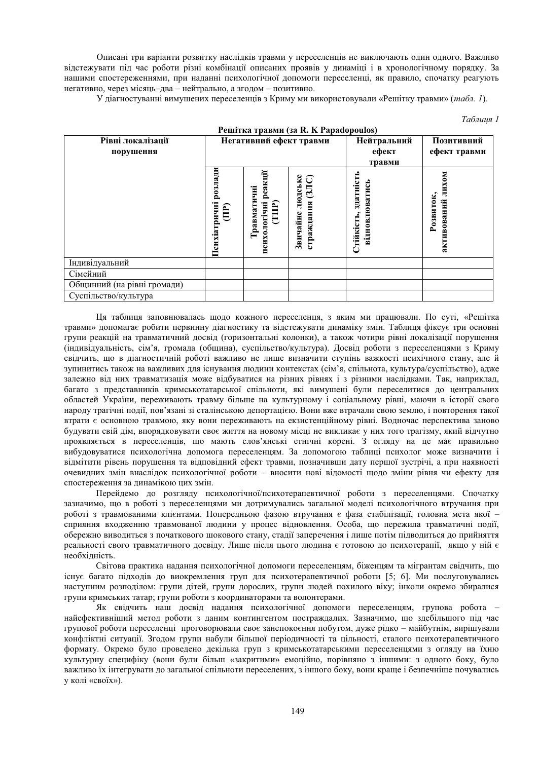Описані три варіанти розвитку наслідків травми у переселенців не виключають один одного. Важливо відстежувати під час роботи різні комбінації описаних проявів у динаміці і в хронологічному порядку. За нашими спостереженнями, при наданні психологічної допомоги переселенці, як правило, спочатку реагують негативно, через місяць–два – нейтрально, а згодом – позитивно.

У діагностуванні вимушених переселенців з Криму ми використовували «Решітку травми» (*табл. 1*).

*Таблиця 1*

**Решітка травми (за R. K Papadopoulos)**

| **Рівні локалізації порушення** | **Негативний ефект травми** | | | **Нейтральний ефект травми** | **Позитивний ефект травми** |
|---|---|---|---|---|---|
| | **Психіатричні розлади (ПР)** | **Травматичні психологічні реакції (ТПР)** | **Звичайне людське страждання (ЗЛС)** | **Стійкість, здатність відновлюватись** | **Розвиток, активований лихом** |
| Індивідуальний | | | | | |
| Сімейний | | | | | |
| Общинний (на рівні громади) | | | | | |
| Суспільство/культура | | | | | |

Ця таблиця заповнювалась щодо кожного переселенця, з яким ми працювали. По суті, «Решітка травми» допомагає робити первинну діагностику та відстежувати динаміку змін. Таблиця фіксує три основні групи реакцій на травматичний досвід (горизонтальні колонки), а також чотири рівні локалізації порушення (індивідуальність, сім'я, громада (община), суспільство/культура). Досвід роботи з переселенцями з Криму свідчить, що в діагностичній роботі важливо не лише визначити ступінь важкості психічного стану, але й зупинитись також на важливих для існування людини контекстах (сім'я, спільнота, культура/суспільство), адже залежно від них травматизація може відбуватися на різних рівнях і з різними наслідками. Так, наприклад, багато з представників кримськотатарської спільноти, які вимушені були переселитися до центральних областей України, переживають травму більше на культурному і соціальному рівні, маючи в історії свого народу трагічні події, пов'язані зі сталінською депортацією. Вони вже втрачали свою землю, і повторення такої втрати є основною травмою, яку вони переживають на екзистенційному рівні. Водночас перспектива заново будувати свій дім, впорядковувати своє життя на новому місці не викликає у них того трагізму, який відчутно проявляється в переселенців, що мають слов'янські етнічні корені. З огляду на це має правильно вибудовуватися психологічна допомога переселенцям. За допомогою таблиці психолог може визначити і відмітити рівень порушення та відповідний ефект травми, позначивши дату першої зустрічі, а при наявності очевидних змін внаслідок психологічної роботи – вносити нові відомості щодо зміни рівня чи ефекту для спостереження за динамікою цих змін.

Перейдемо до розгляду психологічної/психотерапевтичної роботи з переселенцями. Спочатку зазначимо, що в роботі з переселенцями ми дотримувались загальної моделі психологічного втручання при роботі з травмованими клієнтами. Попередньою фазою втручання є фаза стабілізації, головна мета якої – сприяння входженню травмованої людини у процес відновлення. Особа, що пережила травматичні події, обережно виводиться з початкового шокового стану, стадії заперечення і лише потім підводиться до прийняття реальності свого травматичного досвіду. Лише після цього людина є готовою до психотерапії, якщо у ній є необхідність.

Світова практика надання психологічної допомоги переселенцям, біженцям та мігрантам свідчить, що існує багато підходів до виокремлення груп для психотерапевтичної роботи [5; 6]. Ми послуговувались наступним розподілом: групи дітей, групи дорослих, групи людей похилого віку; інколи окремо збиралися групи кримських татар; групи роботи з координаторами та волонтерами.

Як свідчить наш досвід надання психологічної допомоги переселенцям, групова робота – найефективніший метод роботи з даним контингентом постраждалих. Зазначимо, що здебільшого під час групової роботи переселенці проговорювали своє занепокоєння побутом, дуже рідко – майбутнім, вирішували конфліктні ситуації. Згодом групи набули більшої періодичності та цільності, сталого психотерапевтичного формату. Окремо було проведено декілька груп з кримськотатарськими переселенцями з огляду на їхню культурну специфіку (вони були більш «закритими» емоційно, порівняно з іншими: з одного боку, було важливо їх інтегрувати до загальної спільноти переселених, з іншого боку, вони краще і безпечніше почувались у колі «своїх»).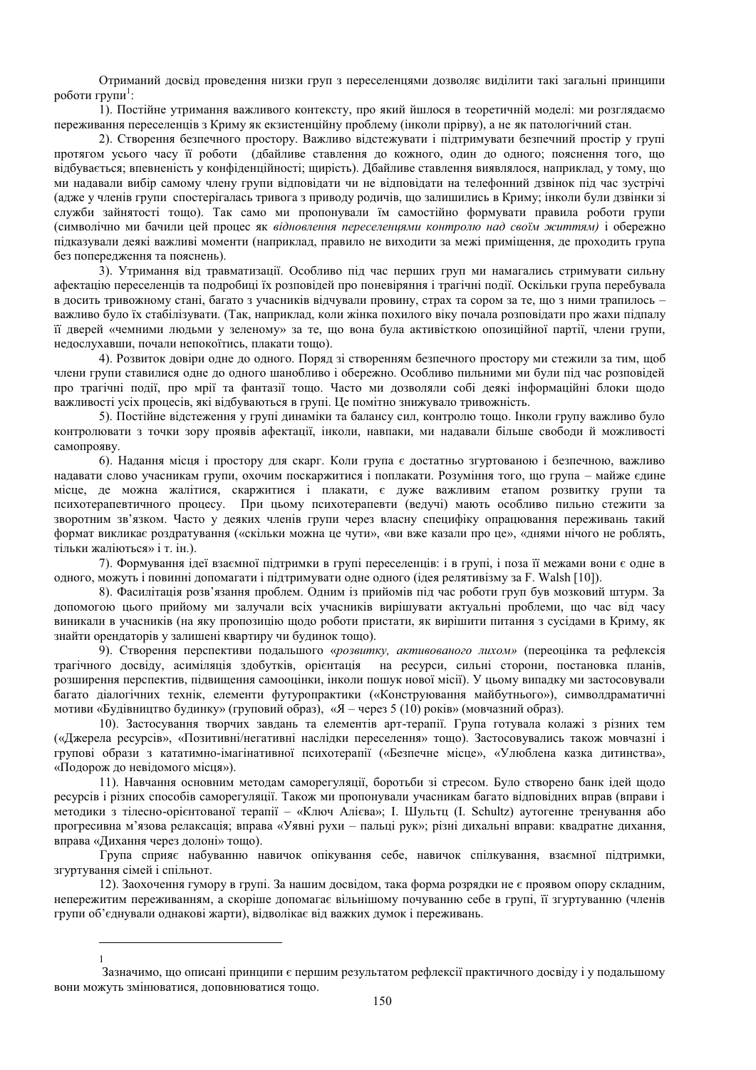Отриманий досвід проведення низки груп з переселенцями дозволяє виділити такі загальні принципи роботи групи[1]:

1). Постійне утримання важливого контексту, про який йшлося в теоретичній моделі: ми розглядаємо переживання переселенців з Криму як екзистенційну проблему (іноді прірву), а не як патологічний стан.

2). Створення безпечного простору. Важливо відстежувати і підтримувати безпечний простір у групі протягом усього часу її роботи (дбайливе ставлення до кожного, один до одного; пояснення того, що відбувається; впевненість у конфіденційності; щирість). Дбайливе ставлення виявлялося, наприклад, у тому, що ми надавали вибір самому члену групи відповідати чи не відповідати на телефонний дзвінок під час зустрічі (адже у членів групи спостерігалась тривога з приводу родичів, що залишились в Криму; іноді були дзвінки зі служби зайнятості тощо). Так само ми пропонували їм самостійно формувати правила роботи групи (символічно ми бачили цей процес як *відновлення переселенцями контролю над своїм життям)* і обережно підказували деякі важливі моменти (наприклад, правило не виходити за межі приміщення, де проходить група без попередження та пояснень).

3). Утримання від травматизації. Особливо під час перших груп ми намагались стримувати сильну афектацію переселенців та подробиці їх розповідей про поневіряння і трагічні події. Оскільки група перебувала в досить тривожному стані, багато з учасників відчували провину, страх та сором за те, що з ними трапилось – важливо було їх стабілізувати. (Так, наприклад, коли жінка похилого віку почала розповідати про жахи підпалу її дверей «чемними людьми у зеленому» за те, що вона була активісткою опозиційної партії, члени групи, недослухавши, почали непокоїтись, плакати тощо).

4). Розвиток довіри одне до одного. Поряд зі створенням безпечного простору ми стежили за тим, щоб члени групи ставилися одне до одного шанобливо і обережно. Особливо пильними ми були під час розповідей про трагічні події, про мрії та фантазії тощо. Часто ми дозволяли собі деякі інформаційні блоки щодо важливості усіх процесів, які відбуваються в групі. Це помітно знижувало тривожність.

5). Постійне відстеження у групі динаміки та балансу сил, контролю тощо. Інколи групу важливо було контролювати з точки зору проявів афектації, інколи, навпаки, ми надавали більше свободи й можливості самопрояву.

6). Надання місця і простору для скарг. Коли група є достатньо згуртованою і безпечною, важливо надавати слово учасникам групи, охочим поскаржитися і поплакати. Розуміння того, що група – майже єдине місце, де можна жалітися, скаржитися і плакати, є дуже важливим етапом розвитку групи та психотерапевтичного процесу. При цьому психотерапевти (ведучі) мають особливо пильно стежити за зворотним зв'язком. Часто у деяких членів групи через власну специфіку опрацювання переживань такий формат викликає роздратування («скільки можна це чути», «ви вже казали про це», «днями нічого не роблять, тільки жаліються» і т. ін.).

7). Формування ідеї взаємної підтримки в групі переселенців: і в групі, і поза її межами вони є одне в одного, можуть і повинні допомагати і підтримувати одне одного (ідея релятивізму за F. Walsh [10]).

8). Фасилітація розв'язання проблем. Одним із прийомів під час роботи груп був мозковий штурм. За допомогою цього прийому ми залучали всіх учасників вирішувати актуальні проблеми, що час від часу виникали в учасників (на яку пропозицію щодо роботи пристати, як вирішити питання з сусідами в Криму, як знайти орендаторів у залишені квартиру чи будинок тощо).

9). Створення перспективи подальшого «*розвитку, активованого лихом»* (переоцінка та рефлексія трагічного досвіду, асиміляція здобутків, орієнтація на ресурси, сильні сторони, постановка планів, розширення перспектив, підвищення самооцінки, іноді пошук нової місії). У цьому випадку ми застосовували багато діалогічних технік, елементи футуропрактики («Конструювання майбутнього»), символдраматичні мотиви «Будівництво будинку» (груповий образ), «Я – через 5 (10) років» (мовчазний образ).

10). Застосування творчих завдань та елементів арт-терапії. Група готувала колажі з різних тем («Джерела ресурсів», «Позитивні/негативні наслідки переселення» тощо). Застосовувались також мовчазні і групові образи з кататимно-імагінативної психотерапії («Безпечне місце», «Улюблена казка дитинства», «Подорож до невідомого місця»).

11). Навчання основним методам саморегуляції, боротьби зі стресом. Було створено банк ідей щодо ресурсів і різних способів саморегуляції. Також ми пропонували учасникам багато відповідних вправ (вправи і методики з тілесно-орієнтованої терапії – «Ключ Алієва»; І. Шультц (I. Schultz) аутогенне тренування або прогресивна м'язова релаксація; вправа «Уявні рухи – пальці рук»; різні дихальні вправи: квадратне дихання, вправа «Дихання через долоні» тощо).

Група сприяє набуванню навичок опікування себе, навичок спілкування, взаємної підтримки, згуртування сімей і спільнот.

12). Заохочення гумору в групі. За нашим досвідом, така форма розрядки не є проявом опору складним, непережитим переживанням, а скоріше допомагає вільнішому почуванню себе в групі, її згуртуванню (членів групи об'єднували однакові жарти), відволікає від важких думок і переживань.

---

[1] Зазначимо, що описані принципи є першим результатом рефлексії практичного досвіду і у подальшому вони можуть змінюватися, доповнюватися тощо.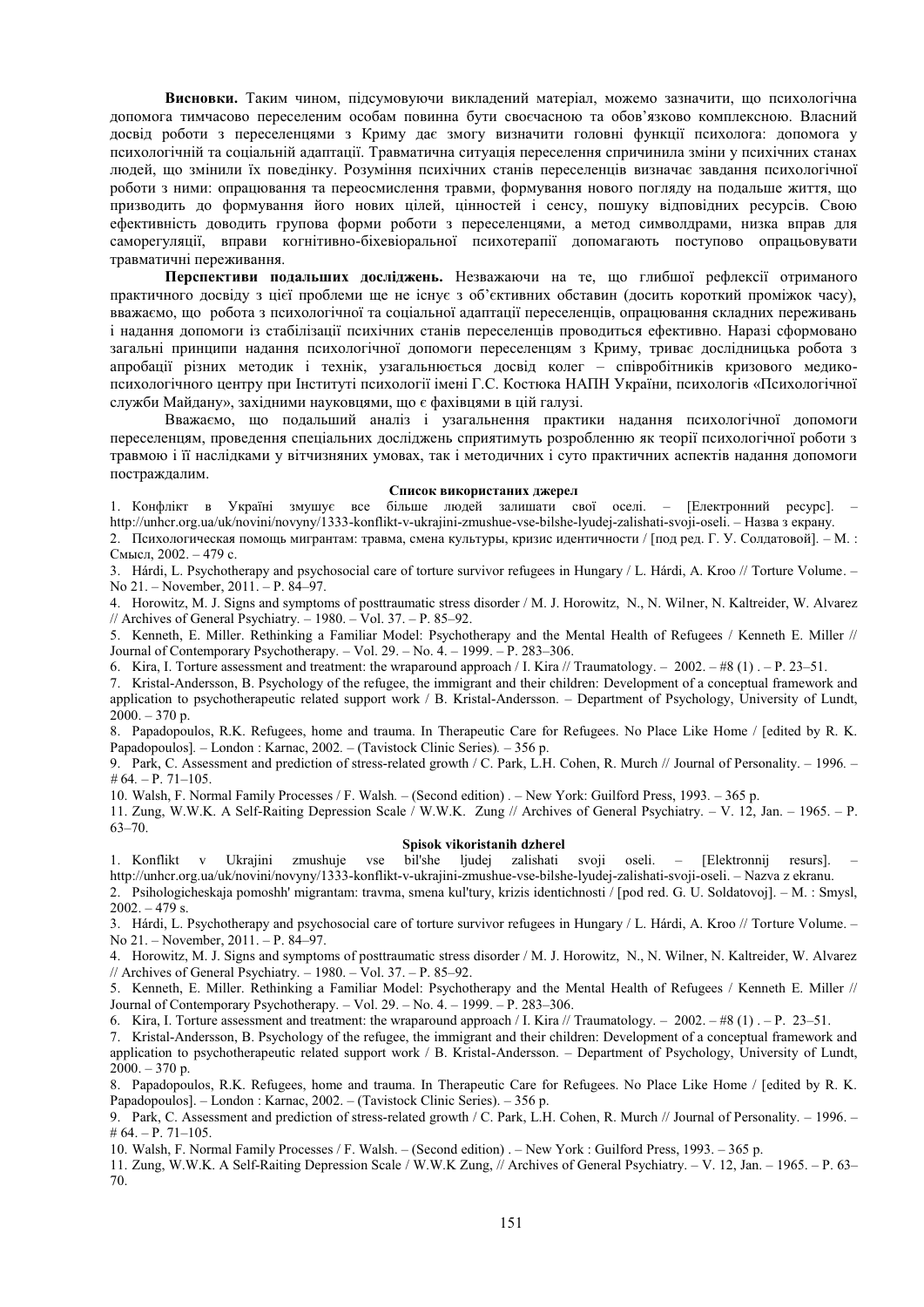**Висновки.** Таким чином, підсумовуючи викладений матеріал, можемо зазначити, що психологічна допомога тимчасово переселеним особам повинна бути своєчасною та обов'язково комплексною. Власний досвід роботи з переселенцями з Криму дає змогу визначити головні функції психолога: допомога у психологічній та соціальній адаптації. Травматична ситуація переселення спричинила зміни у психічних станах людей, що змінили їх поведінку. Розуміння психічних станів переселенців визначає завдання психологічної роботи з ними: опрацювання та переосмислення травми, формування нового погляду на подальше життя, що призводить до формування його нових цілей, цінностей і сенсу, пошуку відповідних ресурсів. Свою ефективність доводить групова форми роботи з переселенцями, а метод символдрами, низка вправ для саморегуляції, вправи когнітивно-біхевіоральної психотерапії допомагають поступово опрацьовувати травматичні переживання.

**Перспективи подальших досліджень.** Незважаючи на те, що глибшої рефлексії отриманого практичного досвіду з цієї проблеми ще не існує з об'єктивних обставин (досить короткий проміжок часу), вважаємо, що робота з психологічної та соціальної адаптації переселенців, опрацювання складних переживань і надання допомоги із стабілізації психічних станів переселенців проводиться ефективно. Наразі сформовано загальні принципи надання психологічної допомоги переселенцям з Криму, триває дослідницька робота з апробації різних методик і технік, узагальнюється досвід колег – співробітників кризового медико-психологічного центру при Інституті психології імені Г.С. Костюка НАПН України, психологів «Психологічної служби Майдану», західними науковцями, що є фахівцями в цій галузі.

Вважаємо, що подальший аналіз і узагальнення практики надання психологічної допомоги переселенцям, проведення спеціальних досліджень сприятимуть розробленню як теорії психологічної роботи з травмою і її наслідками у вітчизняних умовах, так і методичних і суто практичних аспектів надання допомоги постраждалим.

**Список використаних джерел**

1. Конфлікт в Україні змушує все більше людей залишати свої оселі. – [Електронний ресурс]. – http://unhcr.org.ua/uk/novini/novyny/1333-konflikt-v-ukrajini-zmushue-vse-bilshe-lyudej-zalishati-svoji-oseli. – Назва з екрану.
2. Психологическая помощь мигрантам: травма, смена культуры, кризис идентичности / [под ред. Г. У. Солдатовой]. – М. : Смысл, 2002. – 479 с.
3. Hárdi, L. Psychotherapy and psychosocial care of torture survivor refugees in Hungary / L. Hárdi, A. Kroo // Torture Volume. – No 21. – November, 2011. – P. 84–97.
4. Horowitz, M. J. Signs and symptoms of posttraumatic stress disorder / M. J. Horowitz, N., N. Wilner, N. Kaltreider, W. Alvarez // Archives of General Psychiatry. – 1980. – Vol. 37. – P. 85–92.
5. Kenneth, E. Miller. Rethinking a Familiar Model: Psychotherapy and the Mental Health of Refugees / Kenneth E. Miller // Journal of Contemporary Psychotherapy. – Vol. 29. – No. 4. – 1999. – P. 283–306.
6. Kira, I. Torture assessment and treatment: the wraparound approach / I. Kira // Traumatology. – 2002. – #8 (1) . – P. 23–51.
7. Kristal-Andersson, B. Psychology of the refugee, the immigrant and their children: Development of a conceptual framework and application to psychotherapeutic related support work / B. Kristal-Andersson. – Department of Psychology, University of Lundt, 2000. – 370 p.
8. Papadopoulos, R.K. Refugees, home and trauma. In Therapeutic Care for Refugees. No Place Like Home / [edited by R. K. Papadopoulos]. – London : Karnac, 2002. – (Tavistock Clinic Series). – 356 p.
9. Park, C. Assessment and prediction of stress-related growth / C. Park, L.H. Cohen, R. Murch // Journal of Personality. – 1996. – # 64. – P. 71–105.
10. Walsh, F. Normal Family Processes / F. Walsh. – (Second edition) . – New York: Guilford Press, 1993. – 365 p.
11. Zung, W.W.K. A Self-Raiting Depression Scale / W.W.K. Zung // Archives of General Psychiatry. – V. 12, Jan. – 1965. – P. 63–70.

**Spisok vikoristanih dzherel**

1. Konflikt v Ukrajini zmushuje vse bil'she ljudej zalishati svoji oseli. – [Elektronnij resurs]. – http://unhcr.org.ua/uk/novini/novyny/1333-konflikt-v-ukrajini-zmushue-vse-bilshe-lyudej-zalishati-svoji-oseli. – Nazva z ekranu.
2. Psihologicheskaja pomoshh' migrantam: travma, smena kul'tury, krizis identichnosti / [pod red. G. U. Soldatovoj]. – M. : Smysl, 2002. – 479 s.
3. Hárdi, L. Psychotherapy and psychosocial care of torture survivor refugees in Hungary / L. Hárdi, A. Kroo // Torture Volume. – No 21. – November, 2011. – P. 84–97.
4. Horowitz, M. J. Signs and symptoms of posttraumatic stress disorder / M. J. Horowitz, N., N. Wilner, N. Kaltreider, W. Alvarez // Archives of General Psychiatry. – 1980. – Vol. 37. – P. 85–92.
5. Kenneth, E. Miller. Rethinking a Familiar Model: Psychotherapy and the Mental Health of Refugees / Kenneth E. Miller // Journal of Contemporary Psychotherapy. – Vol. 29. – No. 4. – 1999. – P. 283–306.
6. Kira, I. Torture assessment and treatment: the wraparound approach / I. Kira // Traumatology. – 2002. – #8 (1) . – P. 23–51.
7. Kristal-Andersson, B. Psychology of the refugee, the immigrant and their children: Development of a conceptual framework and application to psychotherapeutic related support work / B. Kristal-Andersson. – Department of Psychology, University of Lundt, 2000. – 370 p.
8. Papadopoulos, R.K. Refugees, home and trauma. In Therapeutic Care for Refugees. No Place Like Home / [edited by R. K. Papadopoulos]. – London : Karnac, 2002. – (Tavistock Clinic Series). – 356 p.
9. Park, C. Assessment and prediction of stress-related growth / C. Park, L.H. Cohen, R. Murch // Journal of Personality. – 1996. – # 64. – P. 71–105.
10. Walsh, F. Normal Family Processes / F. Walsh. – (Second edition) . – New York : Guilford Press, 1993. – 365 p.
11. Zung, W.W.K. A Self-Raiting Depression Scale / W.W.K Zung, // Archives of General Psychiatry. – V. 12, Jan. – 1965. – P. 63–70.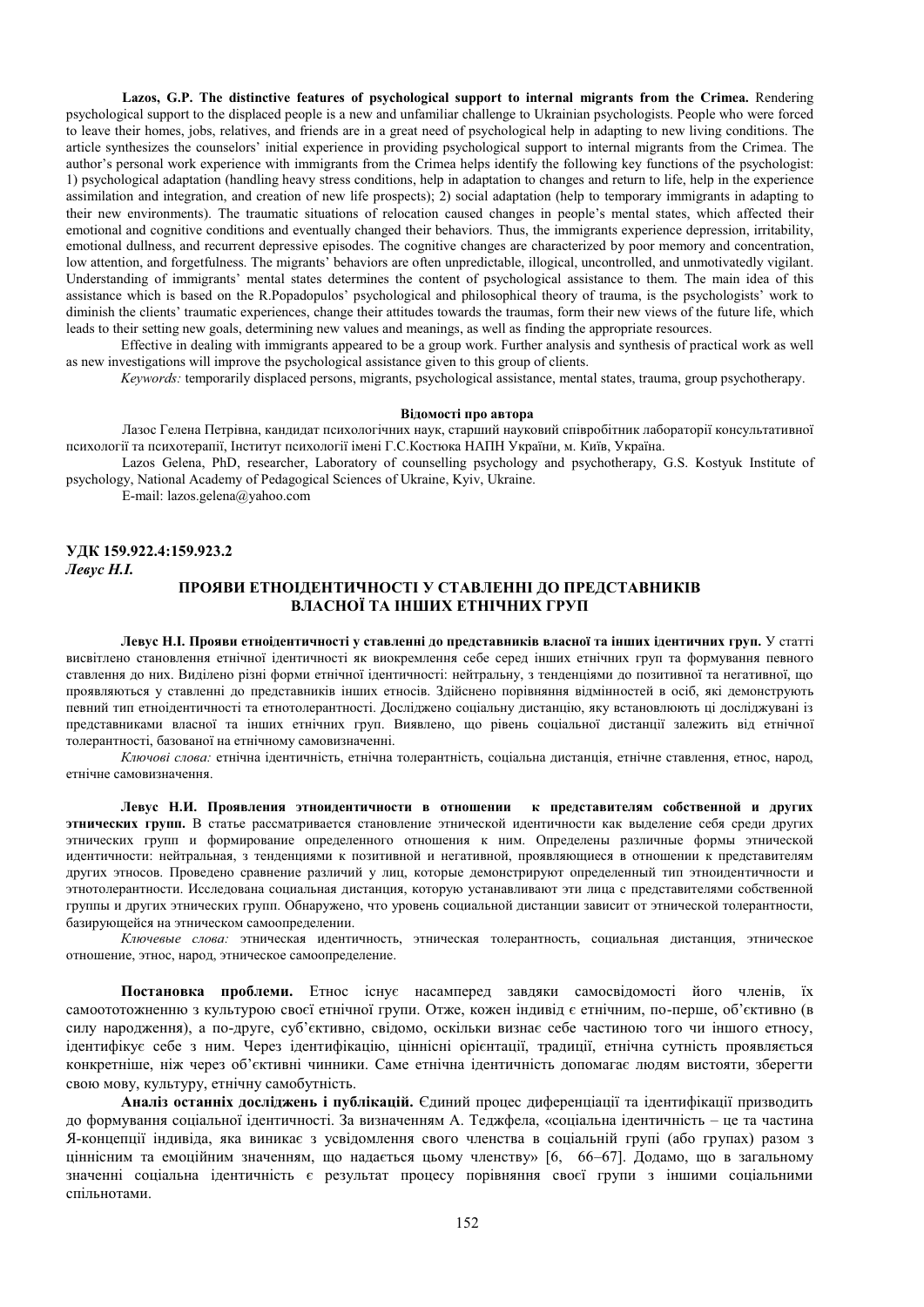**Lazos, G.P. The distinctive features of psychological support to internal migrants from the Crimea.** Rendering psychological support to the displaced people is a new and unfamiliar challenge to Ukrainian psychologists. People who were forced to leave their homes, jobs, relatives, and friends are in a great need of psychological help in adapting to new living conditions. The article synthesizes the counselors' initial experience in providing psychological support to internal migrants from the Crimea. The author's personal work experience with immigrants from the Crimea helps identify the following key functions of the psychologist: 1) psychological adaptation (handling heavy stress conditions, help in adaptation to changes and return to life, help in the experience assimilation and integration, and creation of new life prospects); 2) social adaptation (help to temporary immigrants in adapting to their new environments). The traumatic situations of relocation caused changes in people's mental states, which affected their emotional and cognitive conditions and eventually changed their behaviors. Thus, the immigrants experience depression, irritability, emotional dullness, and recurrent depressive episodes. The cognitive changes are characterized by poor memory and concentration, low attention, and forgetfulness. The migrants' behaviors are often unpredictable, illogical, uncontrolled, and unmotivatedly vigilant. Understanding of immigrants' mental states determines the content of psychological assistance to them. The main idea of this assistance which is based on the R.Popadopulos' psychological and philosophical theory of trauma, is the psychologists' work to diminish the clients' traumatic experiences, change their attitudes towards the traumas, form their new views of the future life, which leads to their setting new goals, determining new values and meanings, as well as finding the appropriate resources.

Effective in dealing with immigrants appeared to be a group work. Further analysis and synthesis of practical work as well as new investigations will improve the psychological assistance given to this group of clients.

*Keywords:* temporarily displaced persons, migrants, psychological assistance, mental states, trauma, group psychotherapy.

**Відомості про автора**

Лазос Гелена Петрівна, кандидат психологічних наук, старший науковий співробітник лабораторії консультативної психології та психотерапії, Інститут психології імені Г.С.Костюка НАПН України, м. Київ, Україна.

Lazos Gelena, PhD, researcher, Laboratory of counselling psychology and psychotherapy, G.S. Kostyuk Institute of psychology, National Academy of Pedagogical Sciences of Ukraine, Kyiv, Ukraine.

E-mail: lazos.gelena@yahoo.com

**УДК 159.922.4:159.923.2**

***Левус Н.І.***

# ПРОЯВИ ЕТНОІДЕНТИЧНОСТІ У СТАВЛЕННІ ДО ПРЕДСТАВНИКІВ ВЛАСНОЇ ТА ІНШИХ ЕТНІЧНИХ ГРУП

**Левус Н.І. Прояви етноідентичності у ставленні до представників власної та інших ідентичних груп.** У статті висвітлено становлення етнічної ідентичності як виокремлення себе серед інших етнічних груп та формування певного ставлення до них. Виділено різні форми етнічної ідентичності: нейтральну, з тенденціями до позитивної та негативної, що проявляються у ставленні до представників інших етносів. Здійснено порівняння відмінностей в осіб, які демонструють певний тип етноідентичності та етнотолерантності. Досліджено соціальну дистанцію, яку встановлюють ці досліджувані із представниками власної та інших етнічних груп. Виявлено, що рівень соціальної дистанції залежить від етнічної толерантності, базованої на етнічному самовизначенні.

*Ключові слова:* етнічна ідентичність, етнічна толерантність, соціальна дистанція, етнічне ставлення, етнос, народ, етнічне самовизначення.

**Левус Н.И. Проявления этноидентичности в отношении к представителям собственной и других этнических групп.** В статье рассматривается становление этнической идентичности как выделение себя среди других этнических групп и формирование определенного отношения к ним. Определены различные формы этнической идентичности: нейтральная, з тенденциями к позитивной и негативной, проявляющиеся в отношении к представителям других этносов. Проведено сравнение различий у лиц, которые демонстрируют определенный тип этноидентичности и этнотолерантности. Исследована социальная дистанция, которую устанавливают эти лица с представителями собственной группы и других этнических групп. Обнаружено, что уровень социальной дистанции зависит от этнической толерантности, базирующейся на этническом самоопределении.

*Ключевые слова:* этническая идентичность, этническая толерантность, социальная дистанция, этническое отношение, этнос, народ, этническое самоопределение.

**Постановка проблеми.** Етнос існує насамперед завдяки самосвідомості його членів, їх самоототожненню з культурою своєї етнічної групи. Отже, кожен індивід є етнічним, по-перше, об'єктивно (в силу народження), а по-друге, суб'єктивно, свідомо, оскільки визнає себе частиною того чи іншого етносу, ідентифікує себе з ним. Через ідентифікацію, ціннісні орієнтації, традиції, етнічна сутність проявляється конкретніше, ніж через об'єктивні чинники. Саме етнічна ідентичність допомагає людям вистояти, зберегти свою мову, культуру, етнічну самобутність.

**Аналіз останніх досліджень і публікацій.** Єдиний процес диференціації та ідентифікації призводить до формування соціальної ідентичності. За визначенням А. Теджфела, «соціальна ідентичність – це та частина Я-концепції індивіда, яка виникає з усвідомлення свого членства в соціальній групі (або групах) разом з ціннісним та емоційним значенням, що надається цьому членству» [6, 66–67]. Додамо, що в загальному значенні соціальна ідентичність є результат процесу порівняння своєї групи з іншими соціальними спільнотами.